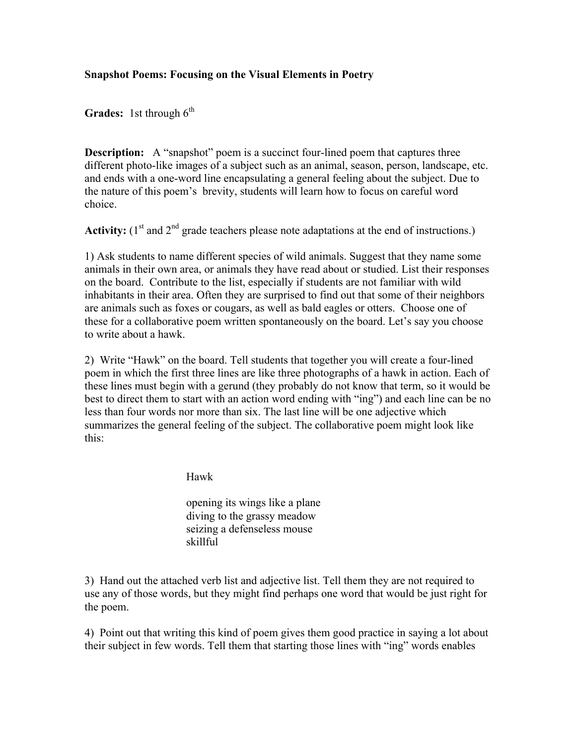**Snapshot Poems: Focusing on the Visual Elements in Poetry**

**Grades:** 1st through 6th

**Description:** A "snapshot" poem is a succinct four-lined poem that captures three different photo-like images of a subject such as an animal, season, person, landscape, etc. and ends with a one-word line encapsulating a general feeling about the subject. Due to the nature of this poem's brevity, students will learn how to focus on careful word choice.

**Activity:** (1st and 2nd grade teachers please note adaptations at the end of instructions.)

1) Ask students to name different species of wild animals. Suggest that they name some animals in their own area, or animals they have read about or studied. List their responses on the board. Contribute to the list, especially if students are not familiar with wild inhabitants in their area. Often they are surprised to find out that some of their neighbors are animals such as foxes or cougars, as well as bald eagles or otters. Choose one of these for a collaborative poem written spontaneously on the board. Let's say you choose to write about a hawk.

2) Write "Hawk" on the board. Tell students that together you will create a four-lined poem in which the first three lines are like three photographs of a hawk in action. Each of these lines must begin with a gerund (they probably do not know that term, so it would be best to direct them to start with an action word ending with "ing") and each line can be no less than four words nor more than six. The last line will be one adjective which summarizes the general feeling of the subject. The collaborative poem might look like this:

Hawk

opening its wings like a plane  
diving to the grassy meadow  
seizing a defenseless mouse  
skillful

3) Hand out the attached verb list and adjective list. Tell them they are not required to use any of those words, but they might find perhaps one word that would be just right for the poem.

4) Point out that writing this kind of poem gives them good practice in saying a lot about their subject in few words. Tell them that starting those lines with "ing" words enables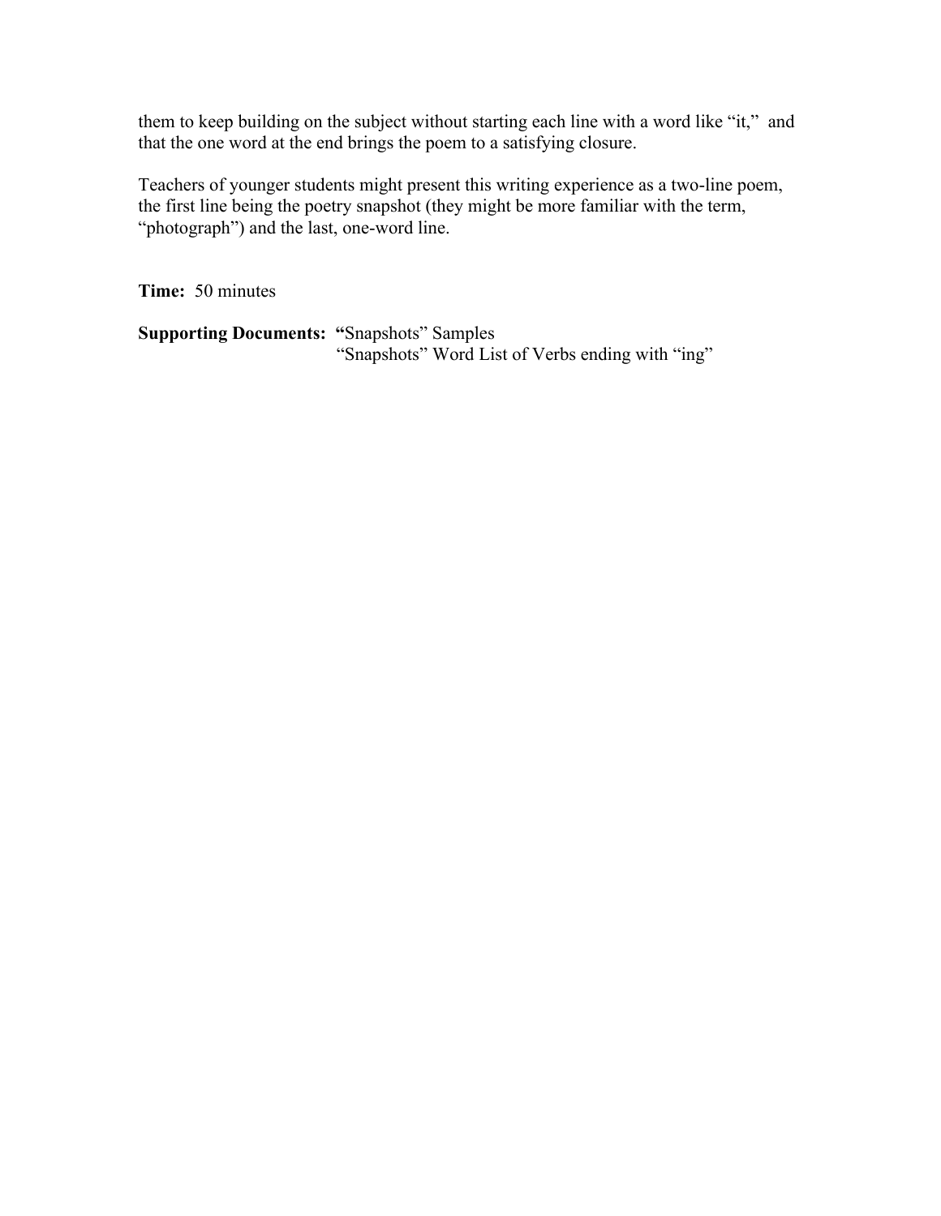them to keep building on the subject without starting each line with a word like "it," and that the one word at the end brings the poem to a satisfying closure.

Teachers of younger students might present this writing experience as a two-line poem, the first line being the poetry snapshot (they might be more familiar with the term, "photograph") and the last, one-word line.

**Time:** 50 minutes

**Supporting Documents:** **"**Snapshots" Samples
"Snapshots" Word List of Verbs ending with "ing"